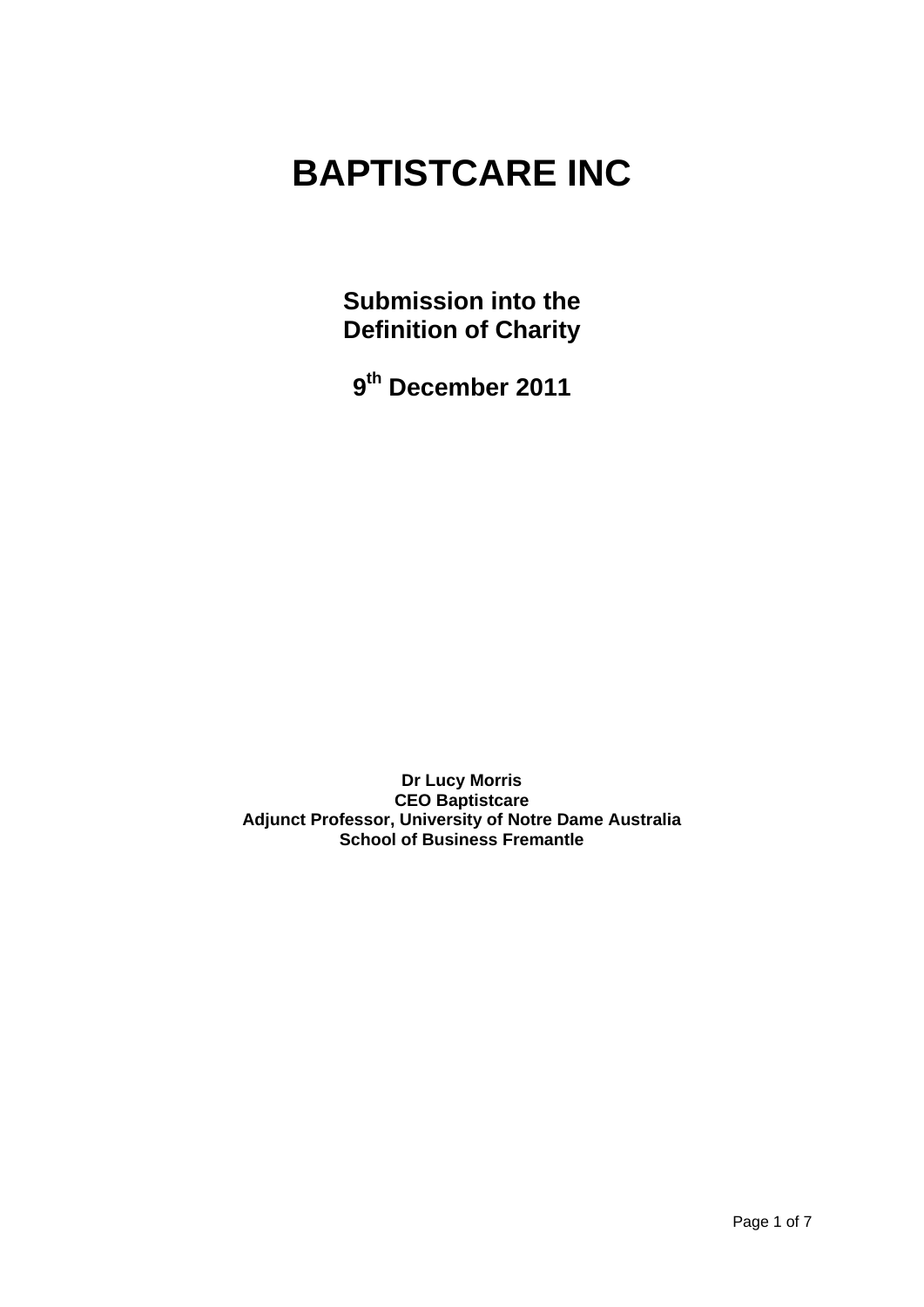# BAPTISTCARE INC

## Submission into the Definition of Charity

## 9th December 2011

**Dr Lucy Morris**
**CEO Baptistcare**
**Adjunct Professor, University of Notre Dame Australia**
**School of Business Fremantle**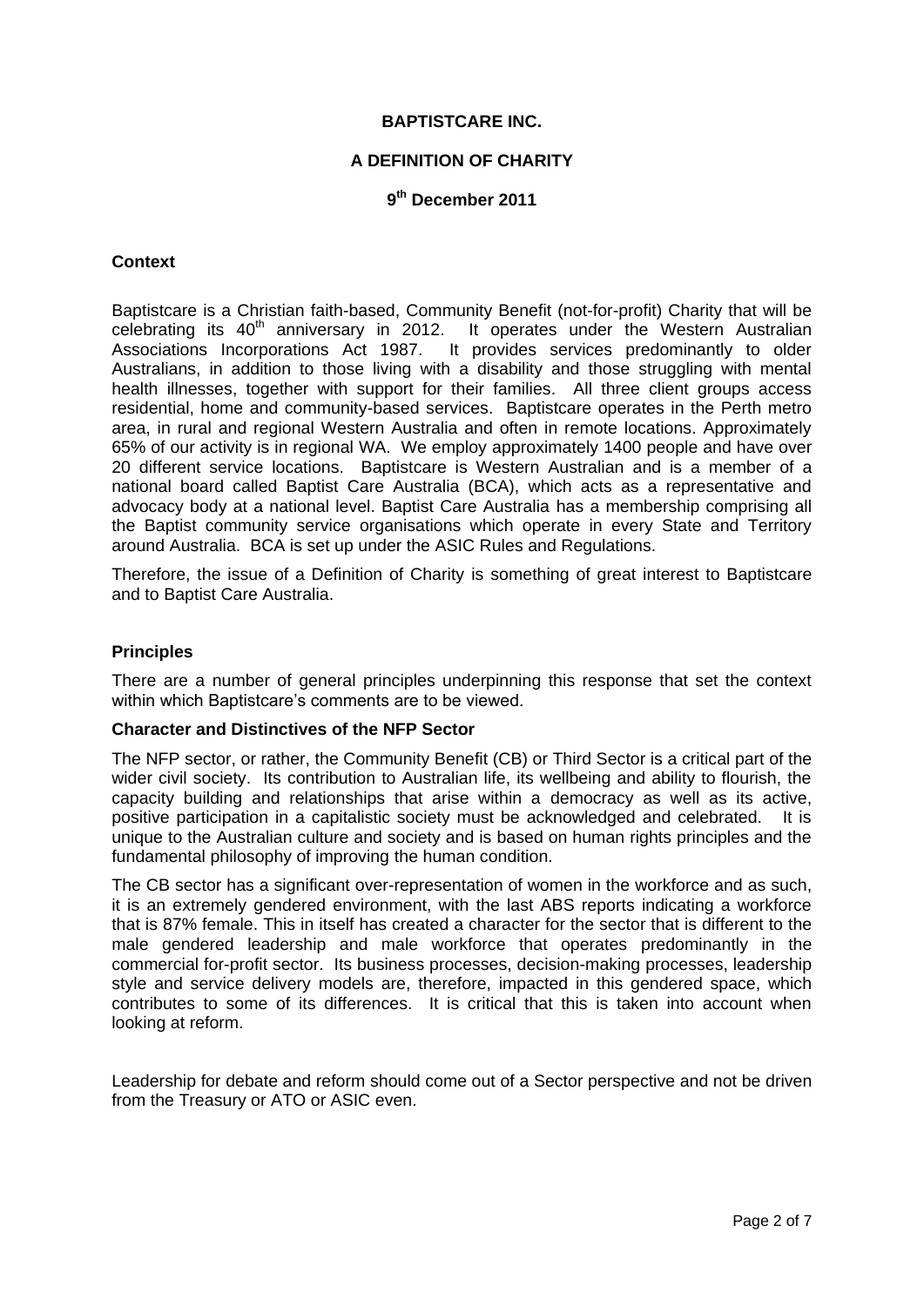**BAPTISTCARE INC.**

**A DEFINITION OF CHARITY**

**9th December 2011**

## Context

Baptistcare is a Christian faith-based, Community Benefit (not-for-profit) Charity that will be celebrating its 40th anniversary in 2012. It operates under the Western Australian Associations Incorporations Act 1987. It provides services predominantly to older Australians, in addition to those living with a disability and those struggling with mental health illnesses, together with support for their families. All three client groups access residential, home and community-based services. Baptistcare operates in the Perth metro area, in rural and regional Western Australia and often in remote locations. Approximately 65% of our activity is in regional WA. We employ approximately 1400 people and have over 20 different service locations. Baptistcare is Western Australian and is a member of a national board called Baptist Care Australia (BCA), which acts as a representative and advocacy body at a national level. Baptist Care Australia has a membership comprising all the Baptist community service organisations which operate in every State and Territory around Australia. BCA is set up under the ASIC Rules and Regulations.

Therefore, the issue of a Definition of Charity is something of great interest to Baptistcare and to Baptist Care Australia.

## Principles

There are a number of general principles underpinning this response that set the context within which Baptistcare's comments are to be viewed.

### Character and Distinctives of the NFP Sector

The NFP sector, or rather, the Community Benefit (CB) or Third Sector is a critical part of the wider civil society. Its contribution to Australian life, its wellbeing and ability to flourish, the capacity building and relationships that arise within a democracy as well as its active, positive participation in a capitalistic society must be acknowledged and celebrated. It is unique to the Australian culture and society and is based on human rights principles and the fundamental philosophy of improving the human condition.

The CB sector has a significant over-representation of women in the workforce and as such, it is an extremely gendered environment, with the last ABS reports indicating a workforce that is 87% female. This in itself has created a character for the sector that is different to the male gendered leadership and male workforce that operates predominantly in the commercial for-profit sector. Its business processes, decision-making processes, leadership style and service delivery models are, therefore, impacted in this gendered space, which contributes to some of its differences. It is critical that this is taken into account when looking at reform.

Leadership for debate and reform should come out of a Sector perspective and not be driven from the Treasury or ATO or ASIC even.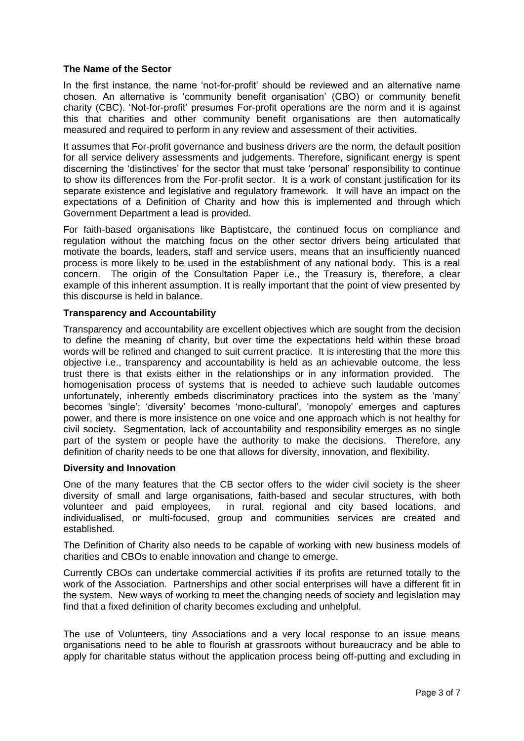**The Name of the Sector**

In the first instance, the name 'not-for-profit' should be reviewed and an alternative name chosen. An alternative is 'community benefit organisation' (CBO) or community benefit charity (CBC). 'Not-for-profit' presumes For-profit operations are the norm and it is against this that charities and other community benefit organisations are then automatically measured and required to perform in any review and assessment of their activities.

It assumes that For-profit governance and business drivers are the norm, the default position for all service delivery assessments and judgements. Therefore, significant energy is spent discerning the 'distinctives' for the sector that must take 'personal' responsibility to continue to show its differences from the For-profit sector. It is a work of constant justification for its separate existence and legislative and regulatory framework. It will have an impact on the expectations of a Definition of Charity and how this is implemented and through which Government Department a lead is provided.

For faith-based organisations like Baptistcare, the continued focus on compliance and regulation without the matching focus on the other sector drivers being articulated that motivate the boards, leaders, staff and service users, means that an insufficiently nuanced process is more likely to be used in the establishment of any national body. This is a real concern. The origin of the Consultation Paper i.e., the Treasury is, therefore, a clear example of this inherent assumption. It is really important that the point of view presented by this discourse is held in balance.

**Transparency and Accountability**

Transparency and accountability are excellent objectives which are sought from the decision to define the meaning of charity, but over time the expectations held within these broad words will be refined and changed to suit current practice. It is interesting that the more this objective i.e., transparency and accountability is held as an achievable outcome, the less trust there is that exists either in the relationships or in any information provided. The homogenisation process of systems that is needed to achieve such laudable outcomes unfortunately, inherently embeds discriminatory practices into the system as the 'many' becomes 'single'; 'diversity' becomes 'mono-cultural', 'monopoly' emerges and captures power, and there is more insistence on one voice and one approach which is not healthy for civil society. Segmentation, lack of accountability and responsibility emerges as no single part of the system or people have the authority to make the decisions. Therefore, any definition of charity needs to be one that allows for diversity, innovation, and flexibility.

**Diversity and Innovation**

One of the many features that the CB sector offers to the wider civil society is the sheer diversity of small and large organisations, faith-based and secular structures, with both volunteer and paid employees, in rural, regional and city based locations, and individualised, or multi-focused, group and communities services are created and established.

The Definition of Charity also needs to be capable of working with new business models of charities and CBOs to enable innovation and change to emerge.

Currently CBOs can undertake commercial activities if its profits are returned totally to the work of the Association. Partnerships and other social enterprises will have a different fit in the system. New ways of working to meet the changing needs of society and legislation may find that a fixed definition of charity becomes excluding and unhelpful.

The use of Volunteers, tiny Associations and a very local response to an issue means organisations need to be able to flourish at grassroots without bureaucracy and be able to apply for charitable status without the application process being off-putting and excluding in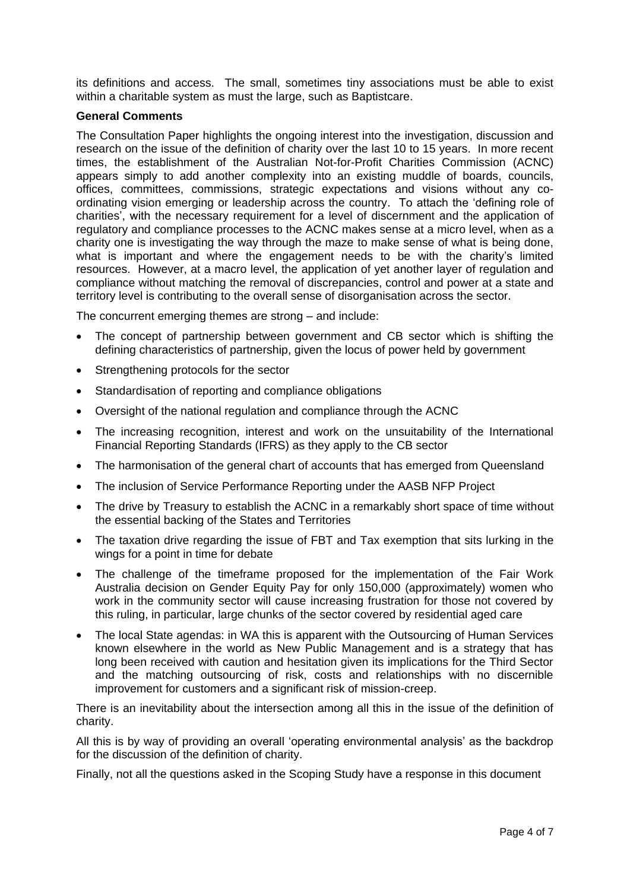its definitions and access. The small, sometimes tiny associations must be able to exist within a charitable system as must the large, such as Baptistcare.

**General Comments**

The Consultation Paper highlights the ongoing interest into the investigation, discussion and research on the issue of the definition of charity over the last 10 to 15 years. In more recent times, the establishment of the Australian Not-for-Profit Charities Commission (ACNC) appears simply to add another complexity into an existing muddle of boards, councils, offices, committees, commissions, strategic expectations and visions without any co-ordinating vision emerging or leadership across the country. To attach the 'defining role of charities', with the necessary requirement for a level of discernment and the application of regulatory and compliance processes to the ACNC makes sense at a micro level, when as a charity one is investigating the way through the maze to make sense of what is being done, what is important and where the engagement needs to be with the charity's limited resources. However, at a macro level, the application of yet another layer of regulation and compliance without matching the removal of discrepancies, control and power at a state and territory level is contributing to the overall sense of disorganisation across the sector.

The concurrent emerging themes are strong – and include:

- The concept of partnership between government and CB sector which is shifting the defining characteristics of partnership, given the locus of power held by government
- Strengthening protocols for the sector
- Standardisation of reporting and compliance obligations
- Oversight of the national regulation and compliance through the ACNC
- The increasing recognition, interest and work on the unsuitability of the International Financial Reporting Standards (IFRS) as they apply to the CB sector
- The harmonisation of the general chart of accounts that has emerged from Queensland
- The inclusion of Service Performance Reporting under the AASB NFP Project
- The drive by Treasury to establish the ACNC in a remarkably short space of time without the essential backing of the States and Territories
- The taxation drive regarding the issue of FBT and Tax exemption that sits lurking in the wings for a point in time for debate
- The challenge of the timeframe proposed for the implementation of the Fair Work Australia decision on Gender Equity Pay for only 150,000 (approximately) women who work in the community sector will cause increasing frustration for those not covered by this ruling, in particular, large chunks of the sector covered by residential aged care
- The local State agendas: in WA this is apparent with the Outsourcing of Human Services known elsewhere in the world as New Public Management and is a strategy that has long been received with caution and hesitation given its implications for the Third Sector and the matching outsourcing of risk, costs and relationships with no discernible improvement for customers and a significant risk of mission-creep.

There is an inevitability about the intersection among all this in the issue of the definition of charity.

All this is by way of providing an overall 'operating environmental analysis' as the backdrop for the discussion of the definition of charity.

Finally, not all the questions asked in the Scoping Study have a response in this document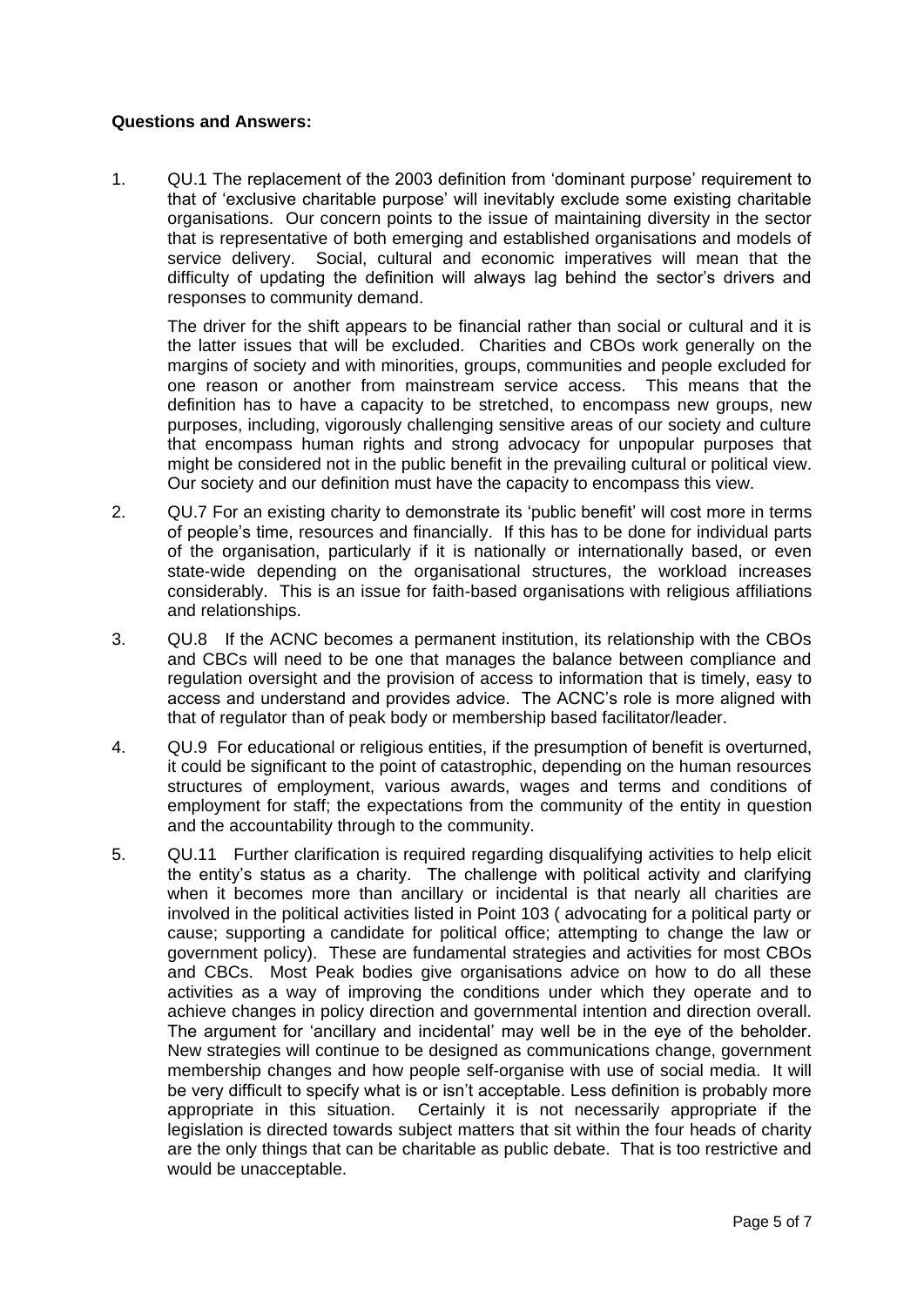**Questions and Answers:**

1. QU.1 The replacement of the 2003 definition from 'dominant purpose' requirement to that of 'exclusive charitable purpose' will inevitably exclude some existing charitable organisations. Our concern points to the issue of maintaining diversity in the sector that is representative of both emerging and established organisations and models of service delivery. Social, cultural and economic imperatives will mean that the difficulty of updating the definition will always lag behind the sector's drivers and responses to community demand.

   The driver for the shift appears to be financial rather than social or cultural and it is the latter issues that will be excluded. Charities and CBOs work generally on the margins of society and with minorities, groups, communities and people excluded for one reason or another from mainstream service access. This means that the definition has to have a capacity to be stretched, to encompass new groups, new purposes, including, vigorously challenging sensitive areas of our society and culture that encompass human rights and strong advocacy for unpopular purposes that might be considered not in the public benefit in the prevailing cultural or political view. Our society and our definition must have the capacity to encompass this view.

2. QU.7 For an existing charity to demonstrate its 'public benefit' will cost more in terms of people's time, resources and financially. If this has to be done for individual parts of the organisation, particularly if it is nationally or internationally based, or even state-wide depending on the organisational structures, the workload increases considerably. This is an issue for faith-based organisations with religious affiliations and relationships.

3. QU.8 If the ACNC becomes a permanent institution, its relationship with the CBOs and CBCs will need to be one that manages the balance between compliance and regulation oversight and the provision of access to information that is timely, easy to access and understand and provides advice. The ACNC's role is more aligned with that of regulator than of peak body or membership based facilitator/leader.

4. QU.9 For educational or religious entities, if the presumption of benefit is overturned, it could be significant to the point of catastrophic, depending on the human resources structures of employment, various awards, wages and terms and conditions of employment for staff; the expectations from the community of the entity in question and the accountability through to the community.

5. QU.11 Further clarification is required regarding disqualifying activities to help elicit the entity's status as a charity. The challenge with political activity and clarifying when it becomes more than ancillary or incidental is that nearly all charities are involved in the political activities listed in Point 103 ( advocating for a political party or cause; supporting a candidate for political office; attempting to change the law or government policy). These are fundamental strategies and activities for most CBOs and CBCs. Most Peak bodies give organisations advice on how to do all these activities as a way of improving the conditions under which they operate and to achieve changes in policy direction and governmental intention and direction overall. The argument for 'ancillary and incidental' may well be in the eye of the beholder. New strategies will continue to be designed as communications change, government membership changes and how people self-organise with use of social media. It will be very difficult to specify what is or isn't acceptable. Less definition is probably more appropriate in this situation. Certainly it is not necessarily appropriate if the legislation is directed towards subject matters that sit within the four heads of charity are the only things that can be charitable as public debate. That is too restrictive and would be unacceptable.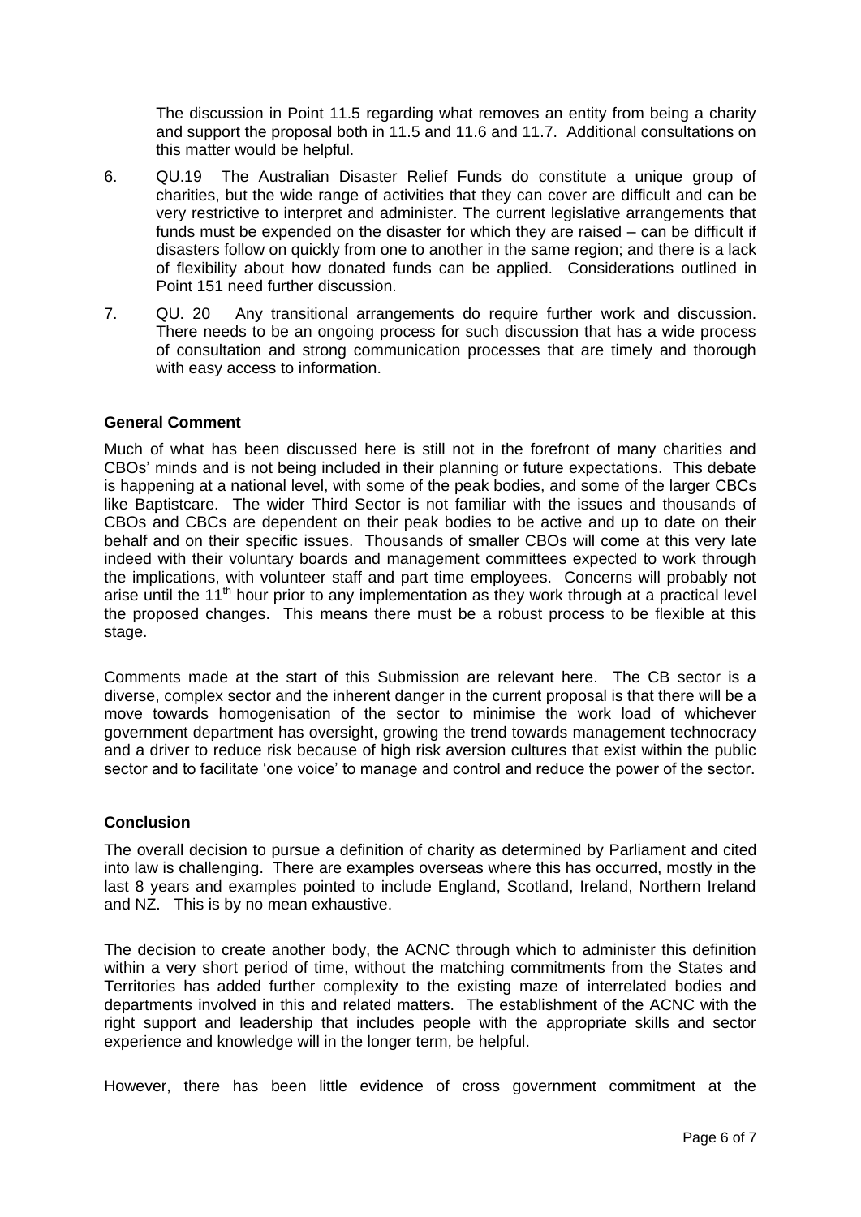The discussion in Point 11.5 regarding what removes an entity from being a charity and support the proposal both in 11.5 and 11.6 and 11.7. Additional consultations on this matter would be helpful.

6. QU.19 The Australian Disaster Relief Funds do constitute a unique group of charities, but the wide range of activities that they can cover are difficult and can be very restrictive to interpret and administer. The current legislative arrangements that funds must be expended on the disaster for which they are raised – can be difficult if disasters follow on quickly from one to another in the same region; and there is a lack of flexibility about how donated funds can be applied. Considerations outlined in Point 151 need further discussion.

7. QU. 20 Any transitional arrangements do require further work and discussion. There needs to be an ongoing process for such discussion that has a wide process of consultation and strong communication processes that are timely and thorough with easy access to information.

**General Comment**

Much of what has been discussed here is still not in the forefront of many charities and CBOs' minds and is not being included in their planning or future expectations. This debate is happening at a national level, with some of the peak bodies, and some of the larger CBCs like Baptistcare. The wider Third Sector is not familiar with the issues and thousands of CBOs and CBCs are dependent on their peak bodies to be active and up to date on their behalf and on their specific issues. Thousands of smaller CBOs will come at this very late indeed with their voluntary boards and management committees expected to work through the implications, with volunteer staff and part time employees. Concerns will probably not arise until the 11th hour prior to any implementation as they work through at a practical level the proposed changes. This means there must be a robust process to be flexible at this stage.

Comments made at the start of this Submission are relevant here. The CB sector is a diverse, complex sector and the inherent danger in the current proposal is that there will be a move towards homogenisation of the sector to minimise the work load of whichever government department has oversight, growing the trend towards management technocracy and a driver to reduce risk because of high risk aversion cultures that exist within the public sector and to facilitate 'one voice' to manage and control and reduce the power of the sector.

**Conclusion**

The overall decision to pursue a definition of charity as determined by Parliament and cited into law is challenging. There are examples overseas where this has occurred, mostly in the last 8 years and examples pointed to include England, Scotland, Ireland, Northern Ireland and NZ. This is by no mean exhaustive.

The decision to create another body, the ACNC through which to administer this definition within a very short period of time, without the matching commitments from the States and Territories has added further complexity to the existing maze of interrelated bodies and departments involved in this and related matters. The establishment of the ACNC with the right support and leadership that includes people with the appropriate skills and sector experience and knowledge will in the longer term, be helpful.

However, there has been little evidence of cross government commitment at the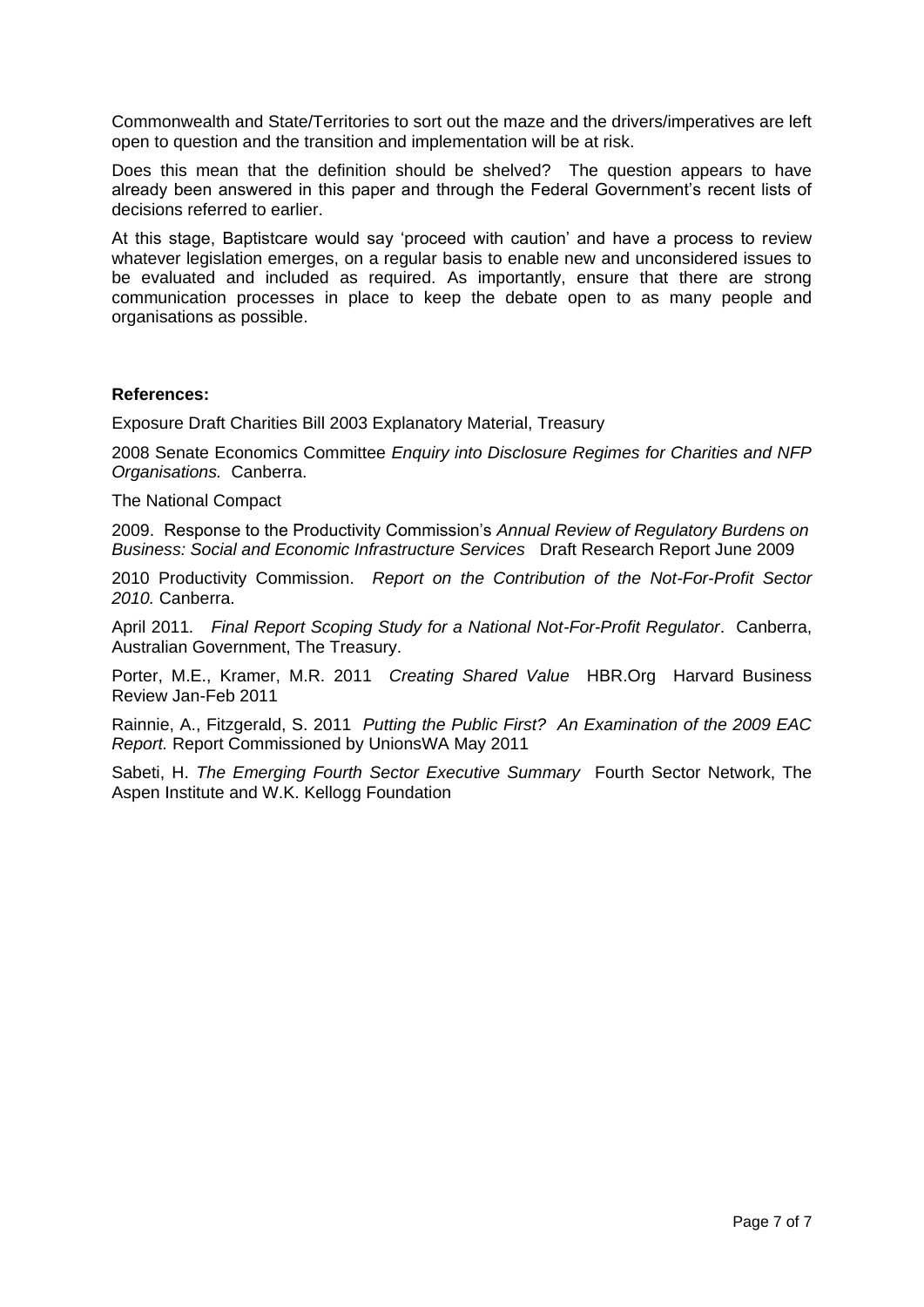Commonwealth and State/Territories to sort out the maze and the drivers/imperatives are left open to question and the transition and implementation will be at risk.

Does this mean that the definition should be shelved? The question appears to have already been answered in this paper and through the Federal Government's recent lists of decisions referred to earlier.

At this stage, Baptistcare would say 'proceed with caution' and have a process to review whatever legislation emerges, on a regular basis to enable new and unconsidered issues to be evaluated and included as required. As importantly, ensure that there are strong communication processes in place to keep the debate open to as many people and organisations as possible.

**References:**

Exposure Draft Charities Bill 2003 Explanatory Material, Treasury

2008 Senate Economics Committee *Enquiry into Disclosure Regimes for Charities and NFP Organisations.* Canberra.

The National Compact

2009. Response to the Productivity Commission's *Annual Review of Regulatory Burdens on Business: Social and Economic Infrastructure Services* Draft Research Report June 2009

2010 Productivity Commission. *Report on the Contribution of the Not-For-Profit Sector 2010.* Canberra.

April 2011. *Final Report Scoping Study for a National Not-For-Profit Regulator*. Canberra, Australian Government, The Treasury.

Porter, M.E., Kramer, M.R. 2011 *Creating Shared Value* HBR.Org Harvard Business Review Jan-Feb 2011

Rainnie, A., Fitzgerald, S. 2011 *Putting the Public First? An Examination of the 2009 EAC Report.* Report Commissioned by UnionsWA May 2011

Sabeti, H. *The Emerging Fourth Sector Executive Summary* Fourth Sector Network, The Aspen Institute and W.K. Kellogg Foundation